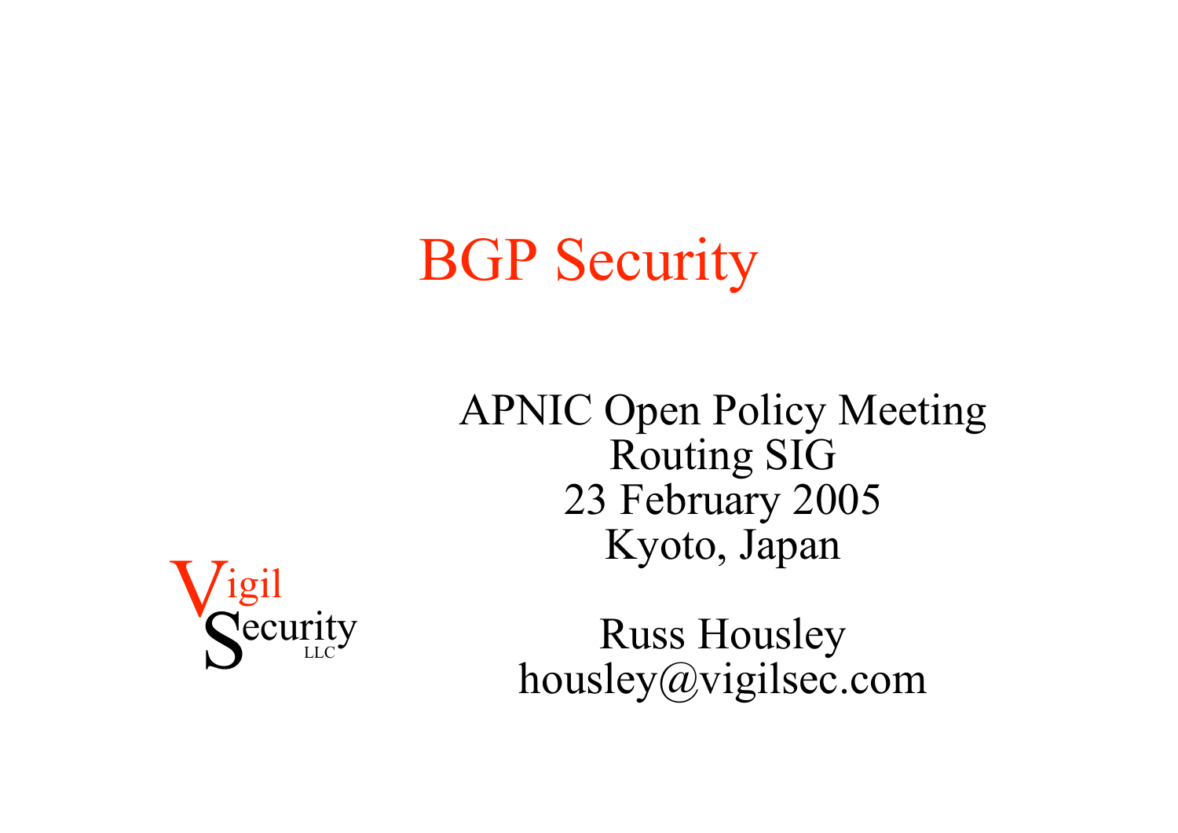# BGP Security

APNIC Open Policy Meeting
Routing SIG
23 February 2005
Kyoto, Japan

Vigil Security LLC

Russ Housley
housley@vigilsec.com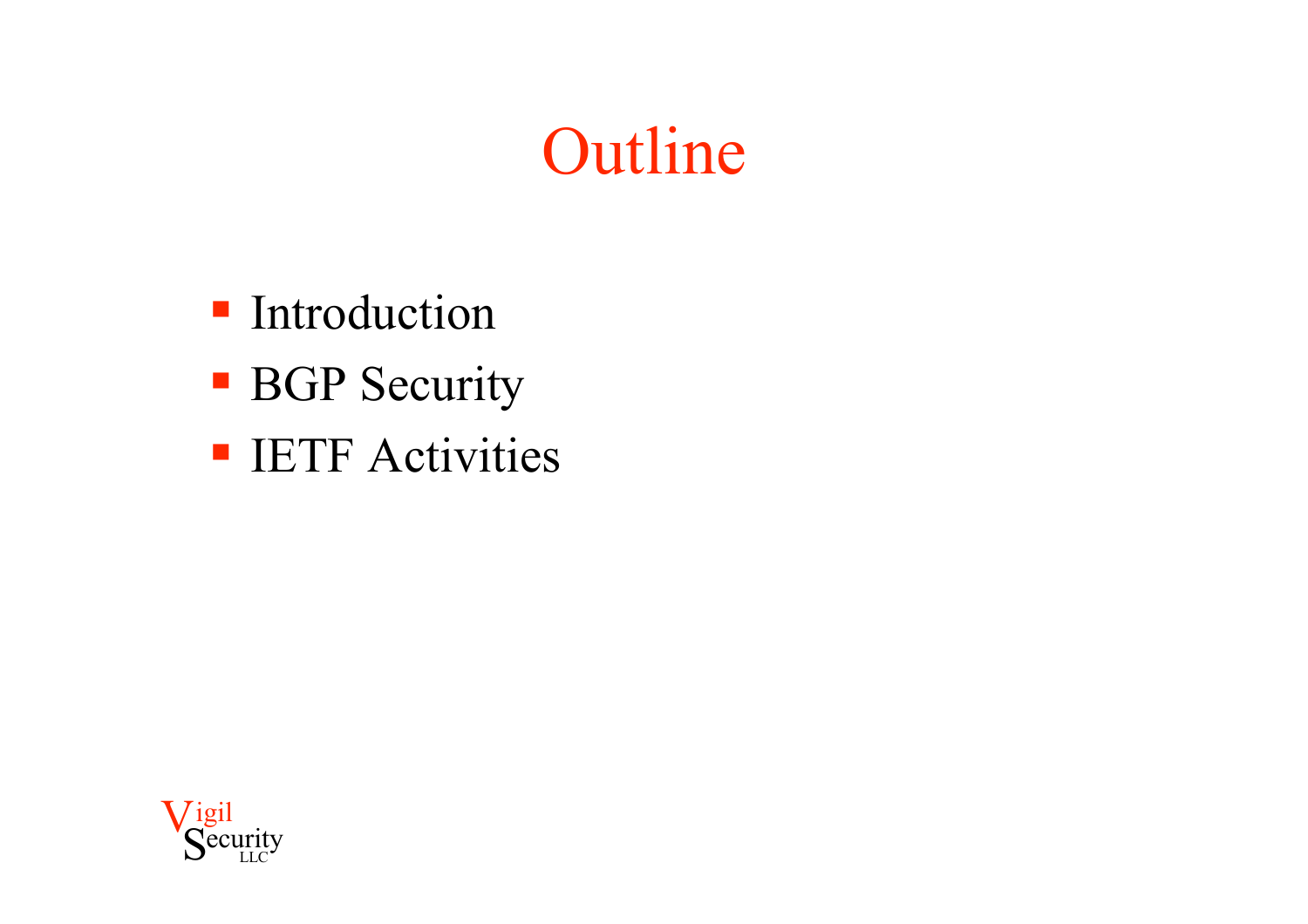# Outline

- Introduction
- BGP Security
- IETF Activities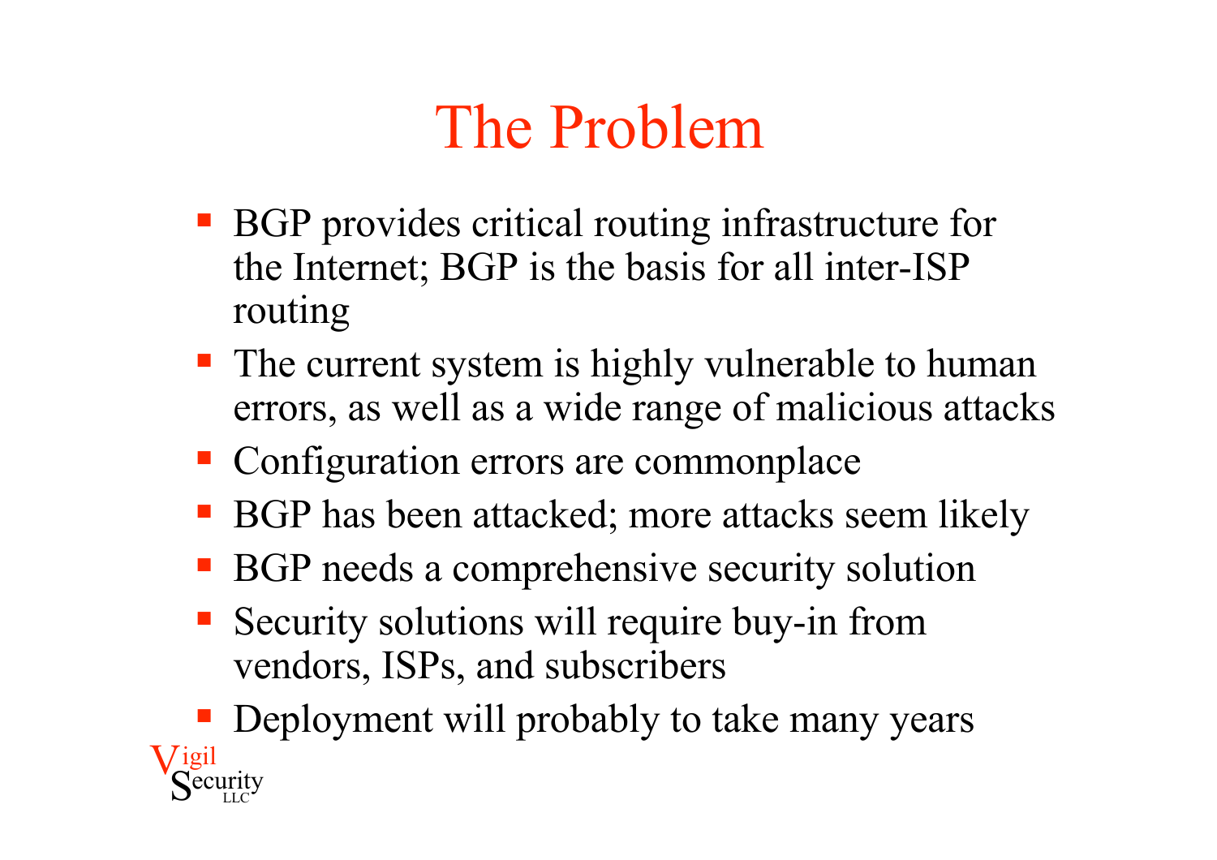# The Problem

- BGP provides critical routing infrastructure for the Internet; BGP is the basis for all inter-ISP routing
- The current system is highly vulnerable to human errors, as well as a wide range of malicious attacks
- Configuration errors are commonplace
- BGP has been attacked; more attacks seem likely
- BGP needs a comprehensive security solution
- Security solutions will require buy-in from vendors, ISPs, and subscribers
- Deployment will probably to take many years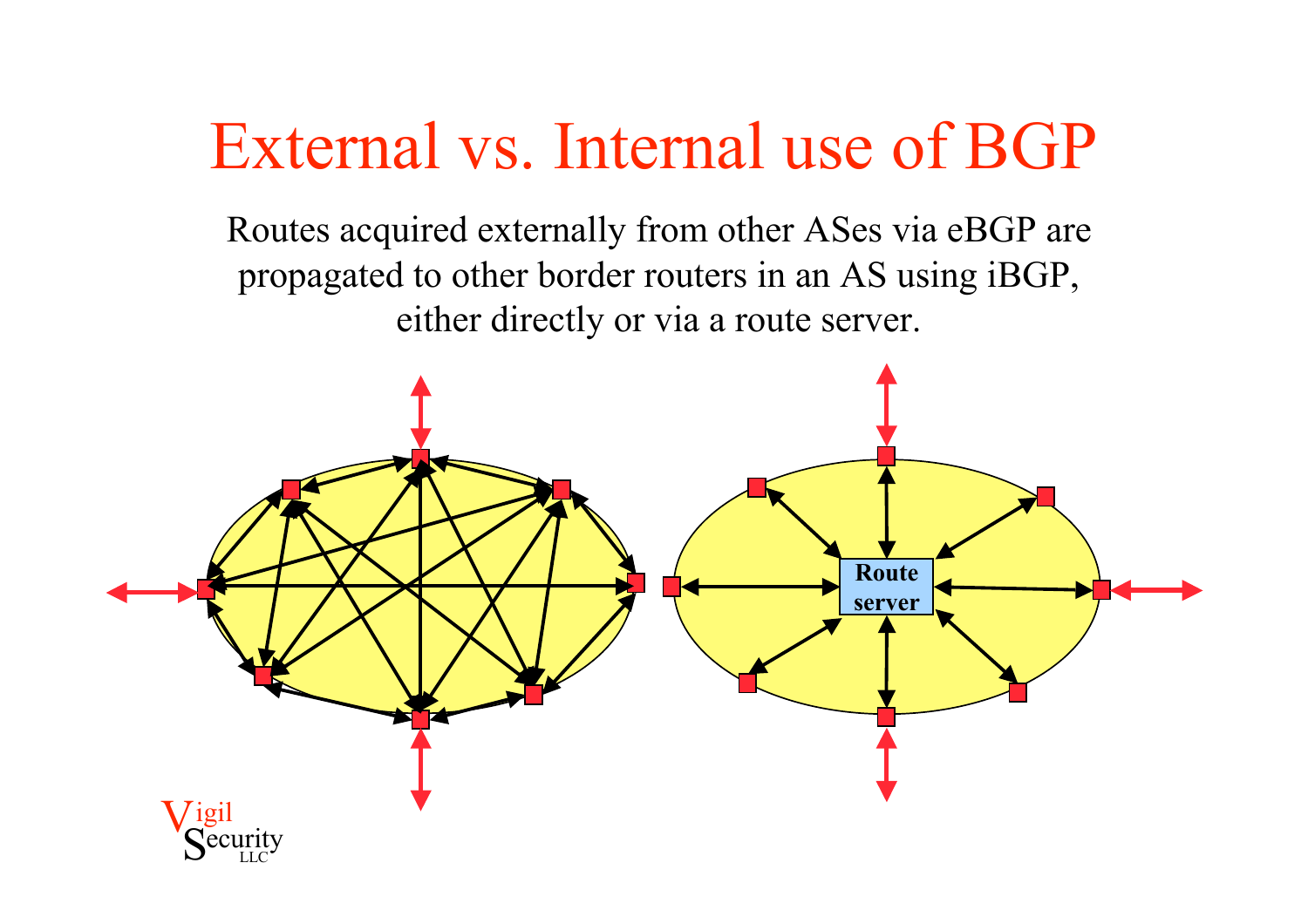# External vs. Internal use of BGP

Routes acquired externally from other ASes via eBGP are propagated to other border routers in an AS using iBGP, either directly or via a route server.

Route server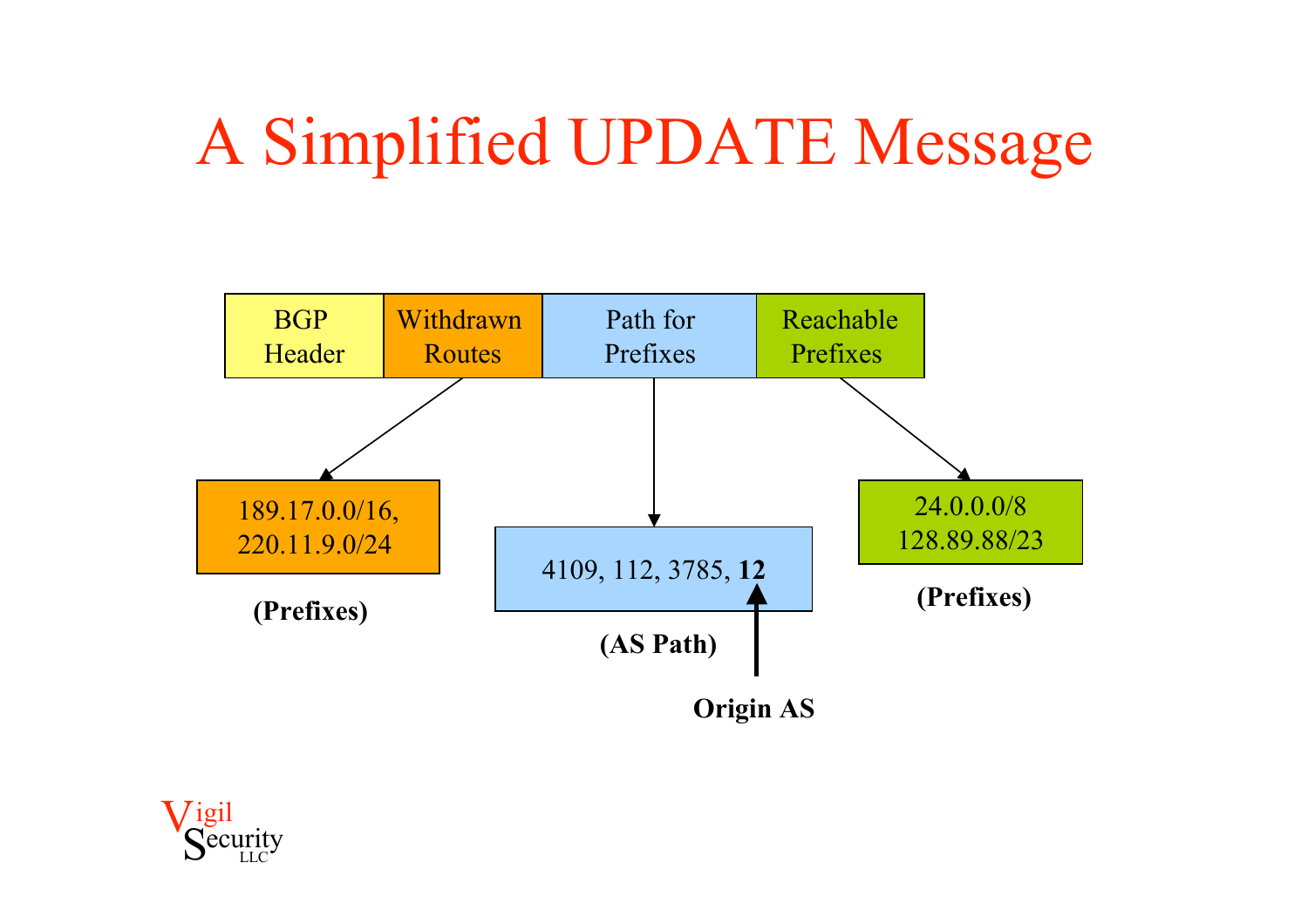# A Simplified UPDATE Message

| BGP Header | Withdrawn Routes | Path for Prefixes | Reachable Prefixes |
|---|---|---|---|

**Withdrawn Routes:** 189.17.0.0/16, 220.11.9.0/24 **(Prefixes)**

**Path for Prefixes:** 4109, 112, 3785, **12** **(AS Path)**

- **Origin AS:** **12**

**Reachable Prefixes:** 24.0.0.0/8, 128.89.88/23 **(Prefixes)**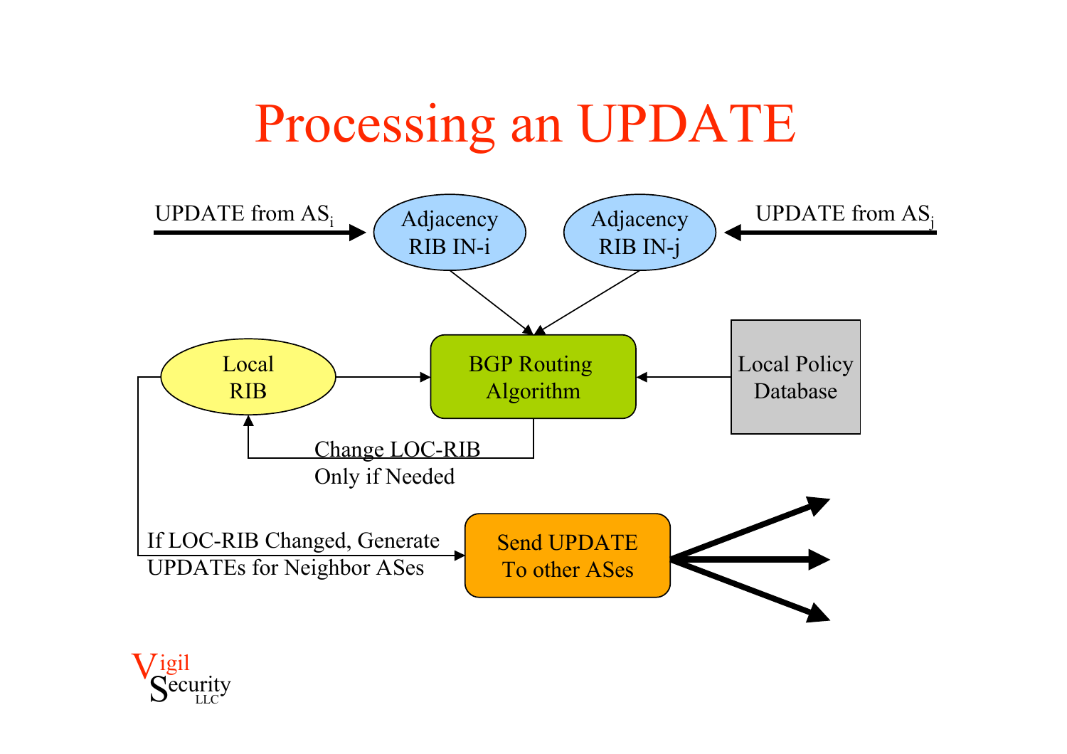# Processing an UPDATE

UPDATE from $AS_i$

Adjacency RIB IN-i

Adjacency RIB IN-j

UPDATE from $AS_j$

Local RIB

BGP Routing Algorithm

Local Policy Database

Change LOC-RIB Only if Needed

If LOC-RIB Changed, Generate UPDATEs for Neighbor ASes

Send UPDATE To other ASes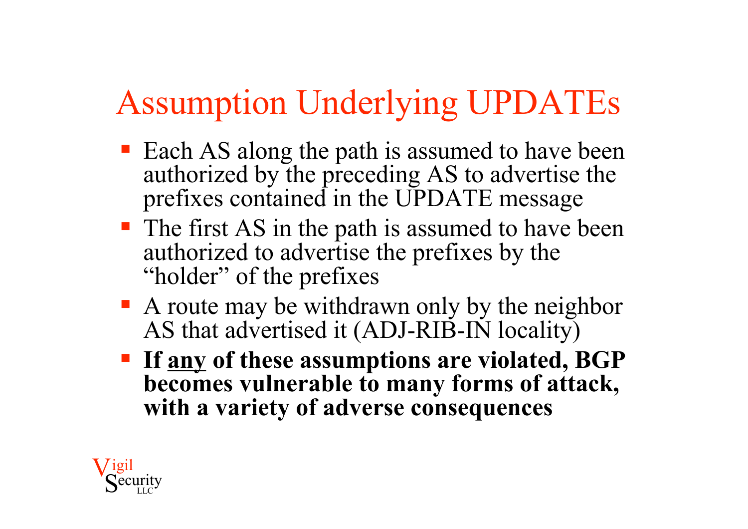# Assumption Underlying UPDATEs

- Each AS along the path is assumed to have been authorized by the preceding AS to advertise the prefixes contained in the UPDATE message
- The first AS in the path is assumed to have been authorized to advertise the prefixes by the "holder" of the prefixes
- A route may be withdrawn only by the neighbor AS that advertised it (ADJ-RIB-IN locality)
- **If <u>any</u> of these assumptions are violated, BGP becomes vulnerable to many forms of attack, with a variety of adverse consequences**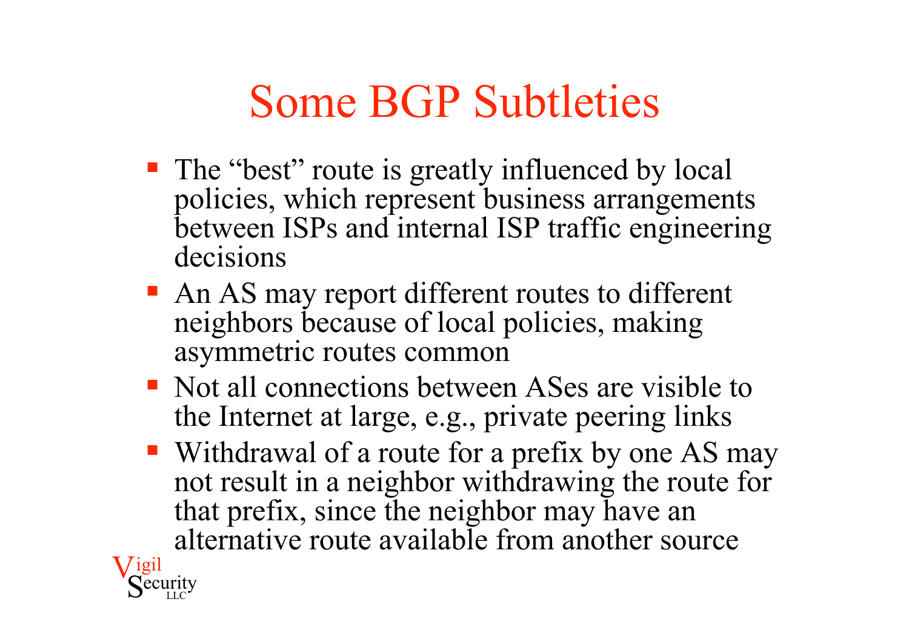# Some BGP Subtleties

- The “best” route is greatly influenced by local policies, which represent business arrangements between ISPs and internal ISP traffic engineering decisions
- An AS may report different routes to different neighbors because of local policies, making asymmetric routes common
- Not all connections between ASes are visible to the Internet at large, e.g., private peering links
- Withdrawal of a route for a prefix by one AS may not result in a neighbor withdrawing the route for that prefix, since the neighbor may have an alternative route available from another source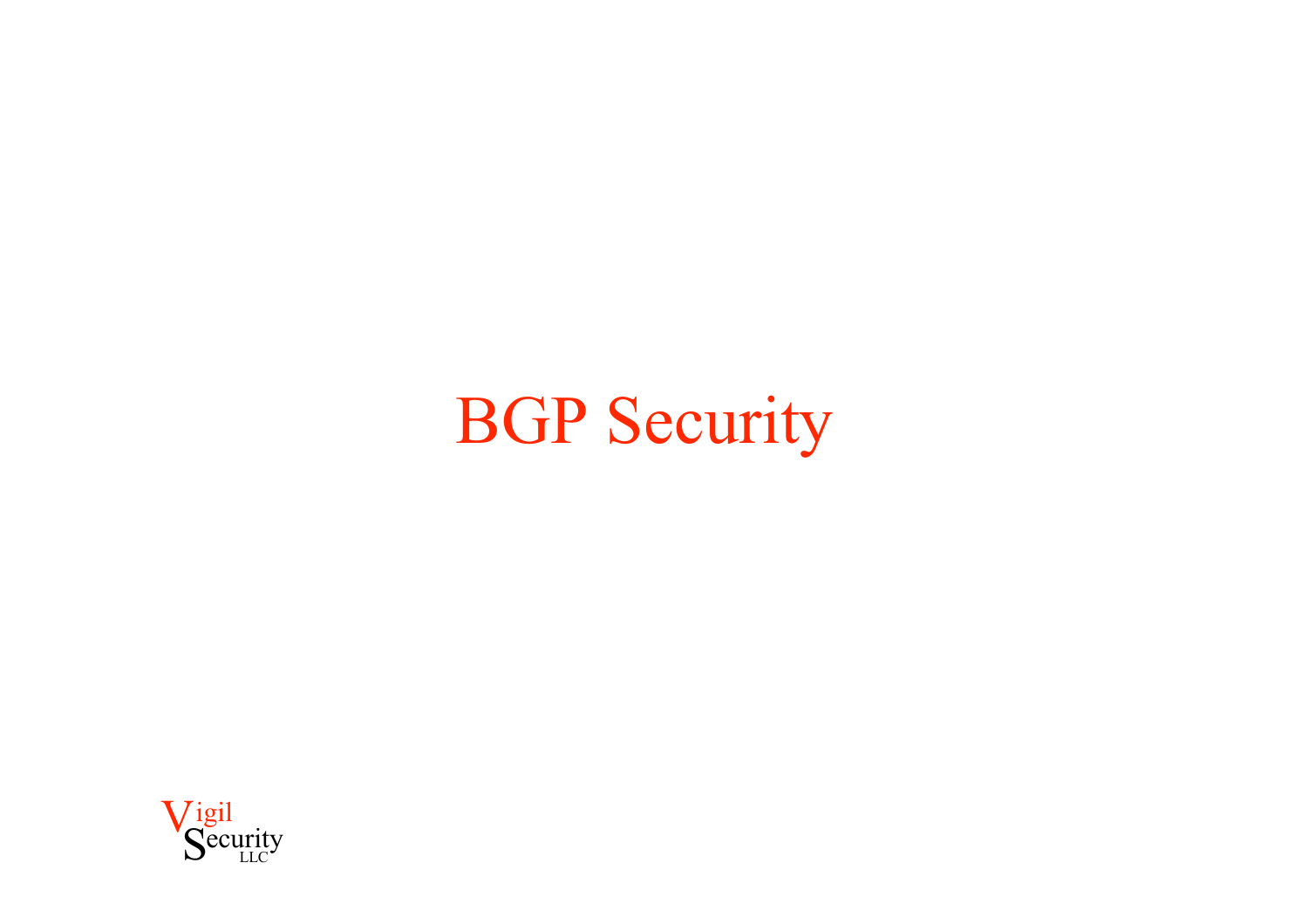# BGP Security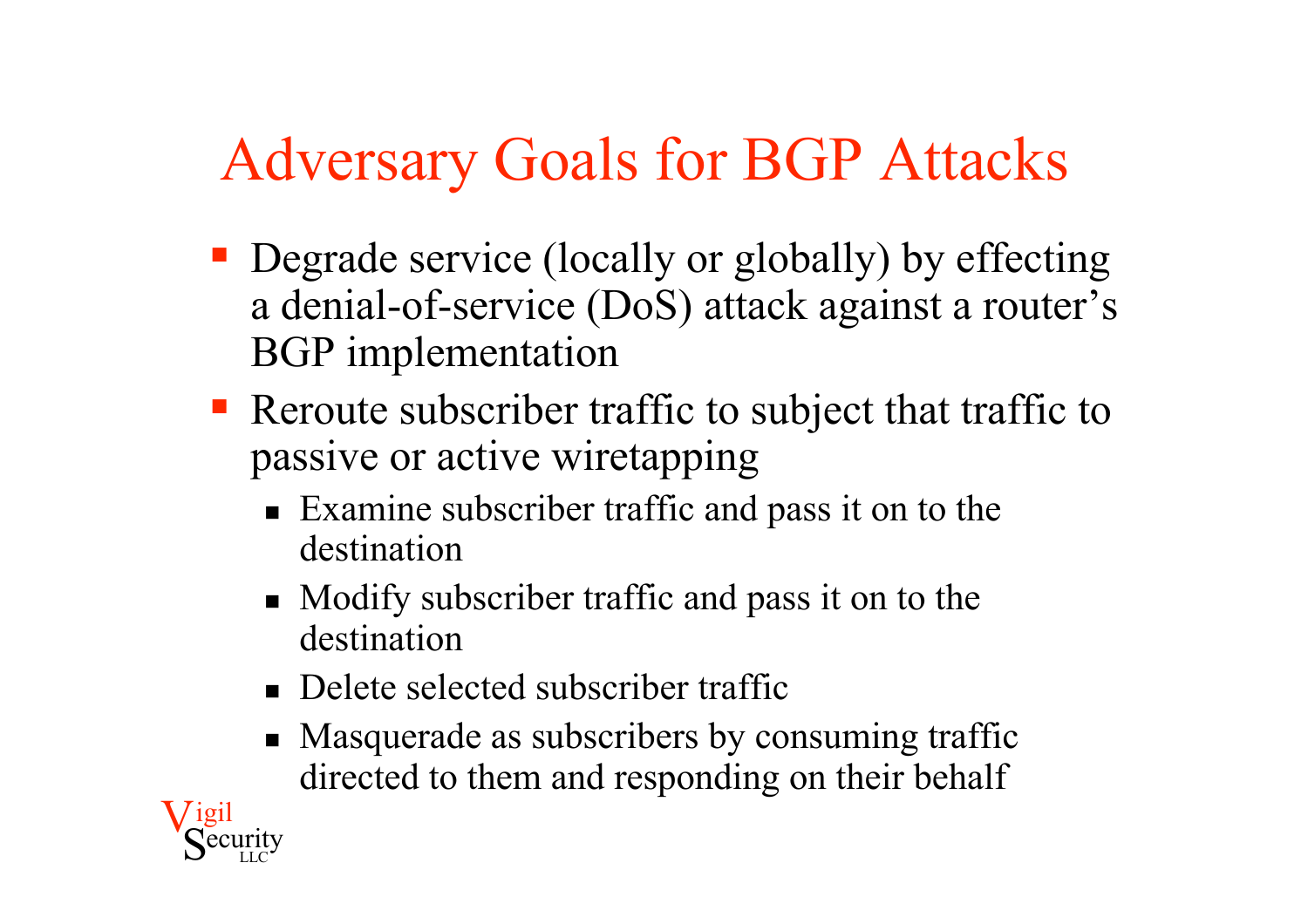# Adversary Goals for BGP Attacks

- Degrade service (locally or globally) by effecting a denial-of-service (DoS) attack against a router's BGP implementation
- Reroute subscriber traffic to subject that traffic to passive or active wiretapping
  - Examine subscriber traffic and pass it on to the destination
  - Modify subscriber traffic and pass it on to the destination
  - Delete selected subscriber traffic
  - Masquerade as subscribers by consuming traffic directed to them and responding on their behalf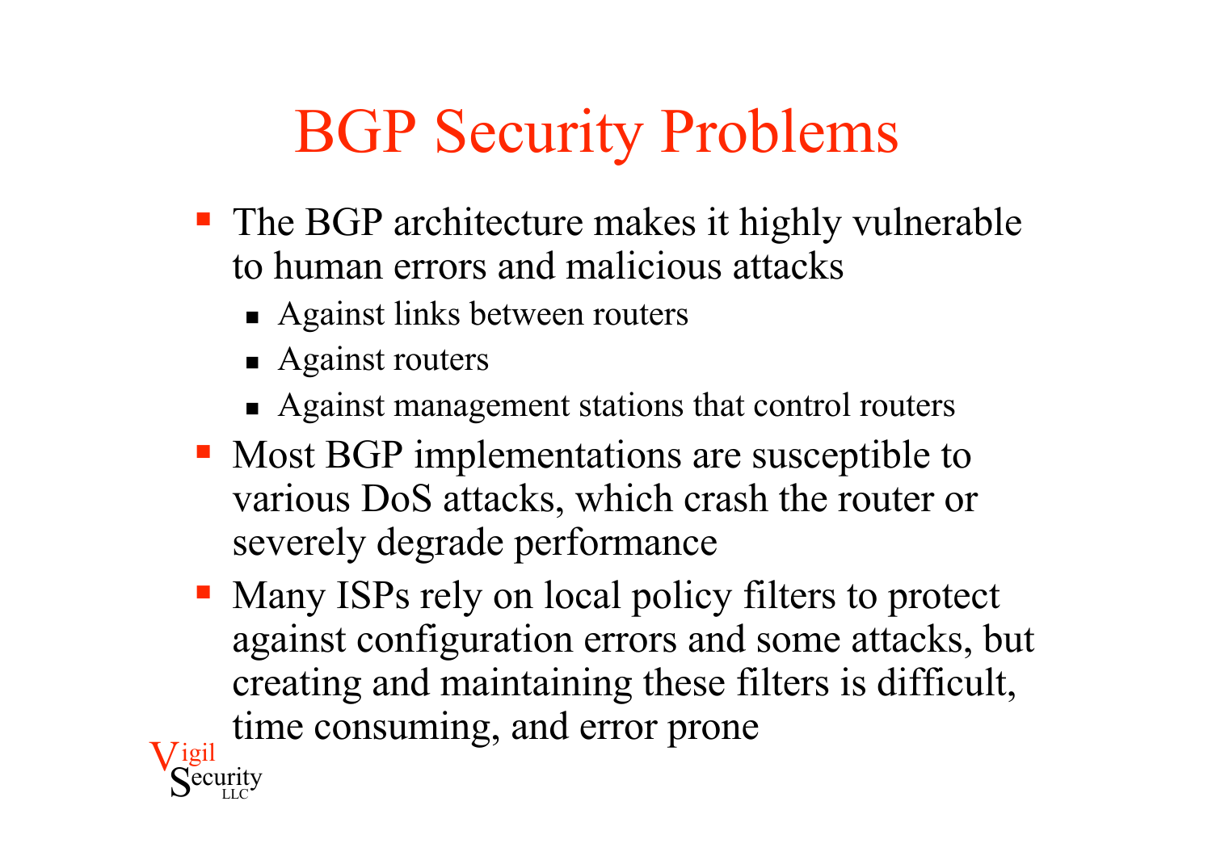# BGP Security Problems

- The BGP architecture makes it highly vulnerable to human errors and malicious attacks
  - Against links between routers
  - Against routers
  - Against management stations that control routers
- Most BGP implementations are susceptible to various DoS attacks, which crash the router or severely degrade performance
- Many ISPs rely on local policy filters to protect against configuration errors and some attacks, but creating and maintaining these filters is difficult, time consuming, and error prone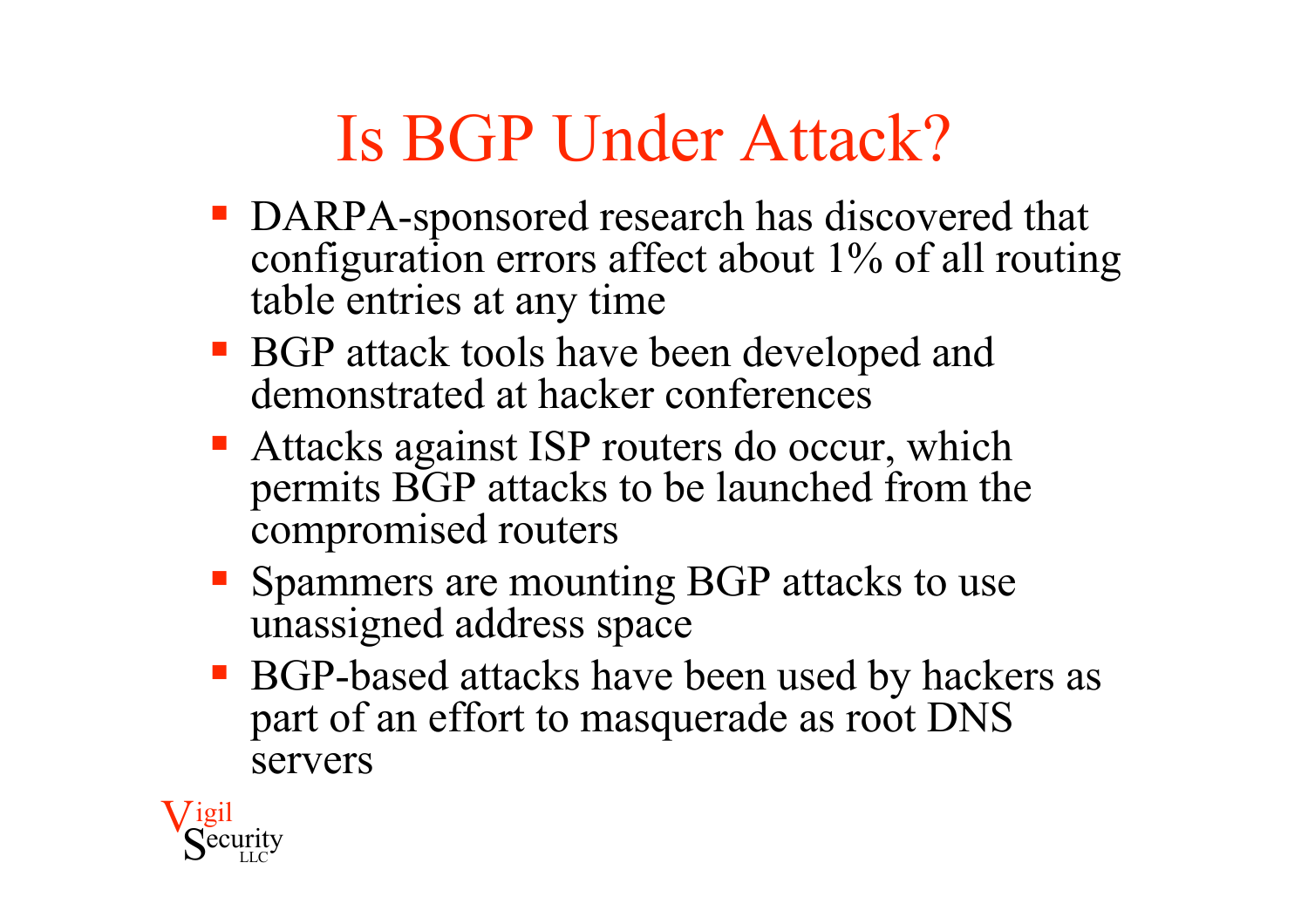# Is BGP Under Attack?

- DARPA-sponsored research has discovered that configuration errors affect about 1% of all routing table entries at any time
- BGP attack tools have been developed and demonstrated at hacker conferences
- Attacks against ISP routers do occur, which permits BGP attacks to be launched from the compromised routers
- Spammers are mounting BGP attacks to use unassigned address space
- BGP-based attacks have been used by hackers as part of an effort to masquerade as root DNS servers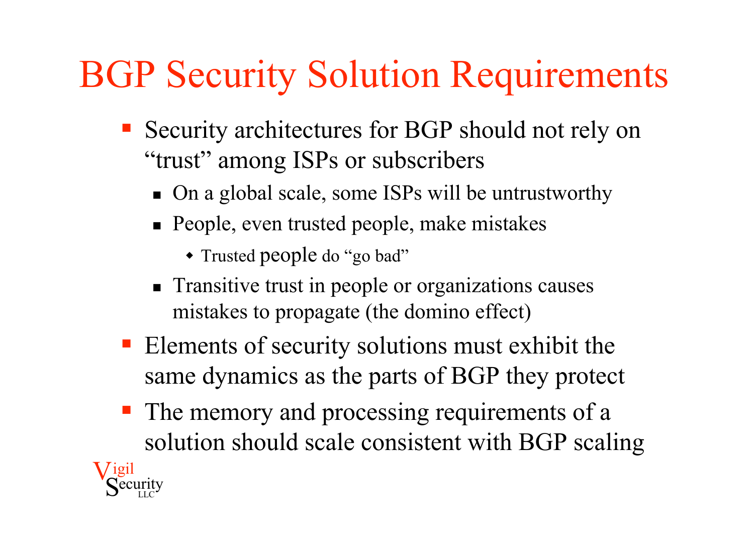# BGP Security Solution Requirements

- Security architectures for BGP should not rely on "trust" among ISPs or subscribers
  - On a global scale, some ISPs will be untrustworthy
  - People, even trusted people, make mistakes
    - Trusted people do "go bad"
  - Transitive trust in people or organizations causes mistakes to propagate (the domino effect)
- Elements of security solutions must exhibit the same dynamics as the parts of BGP they protect
- The memory and processing requirements of a solution should scale consistent with BGP scaling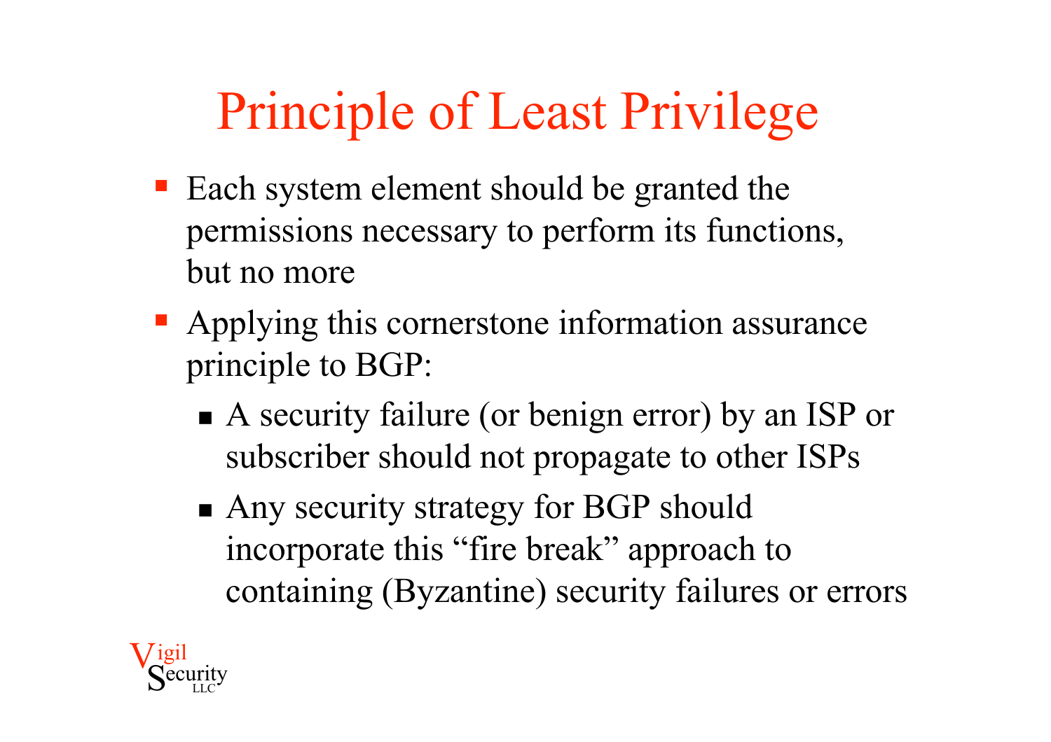# Principle of Least Privilege

- Each system element should be granted the permissions necessary to perform its functions, but no more
- Applying this cornerstone information assurance principle to BGP:
  - A security failure (or benign error) by an ISP or subscriber should not propagate to other ISPs
  - Any security strategy for BGP should incorporate this "fire break" approach to containing (Byzantine) security failures or errors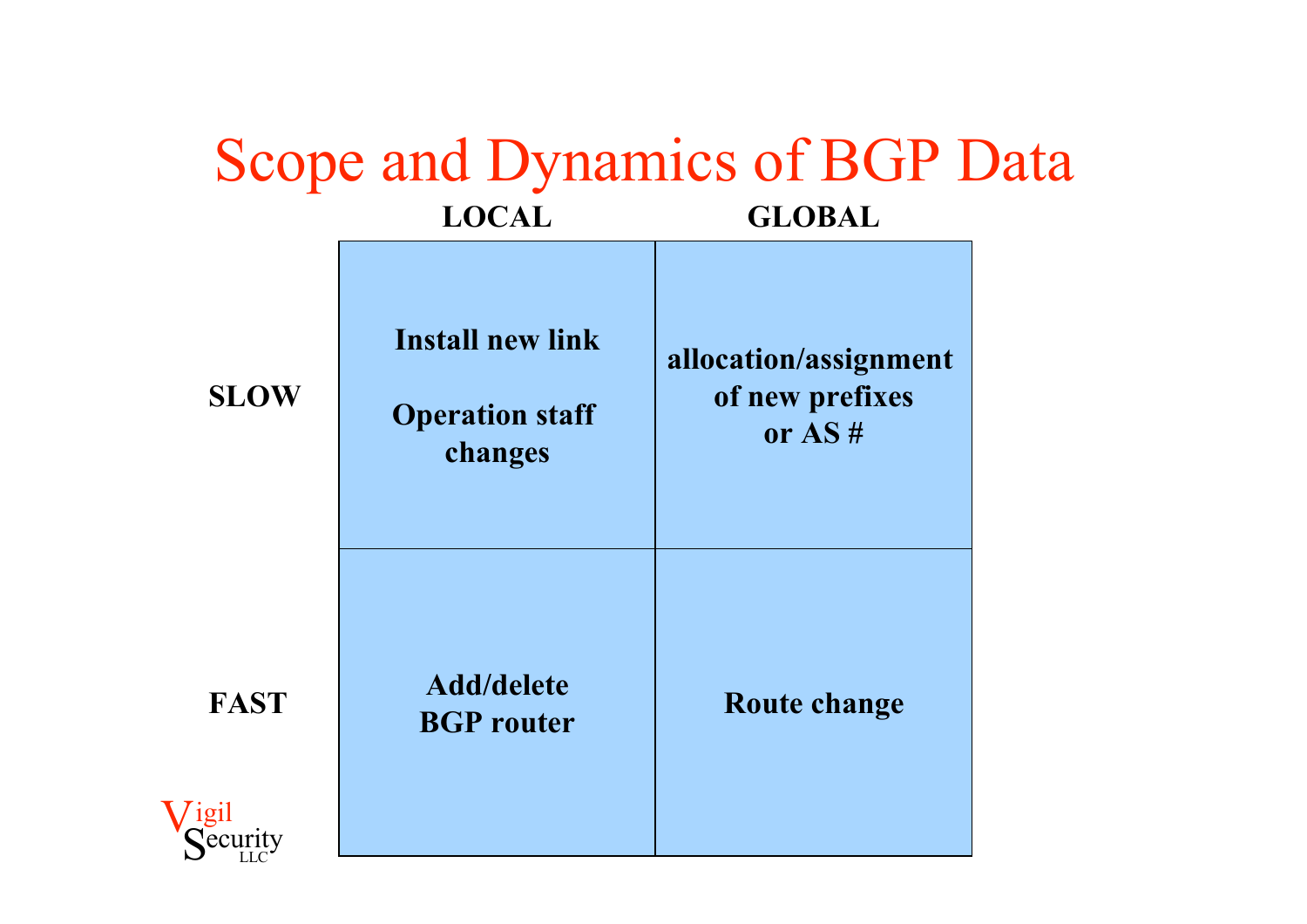# Scope and Dynamics of BGP Data

| | LOCAL | GLOBAL |
|---|---|---|
| **SLOW** | Install new link<br><br>Operation staff changes | allocation/assignment of new prefixes or AS # |
| **FAST** | Add/delete BGP router | Route change |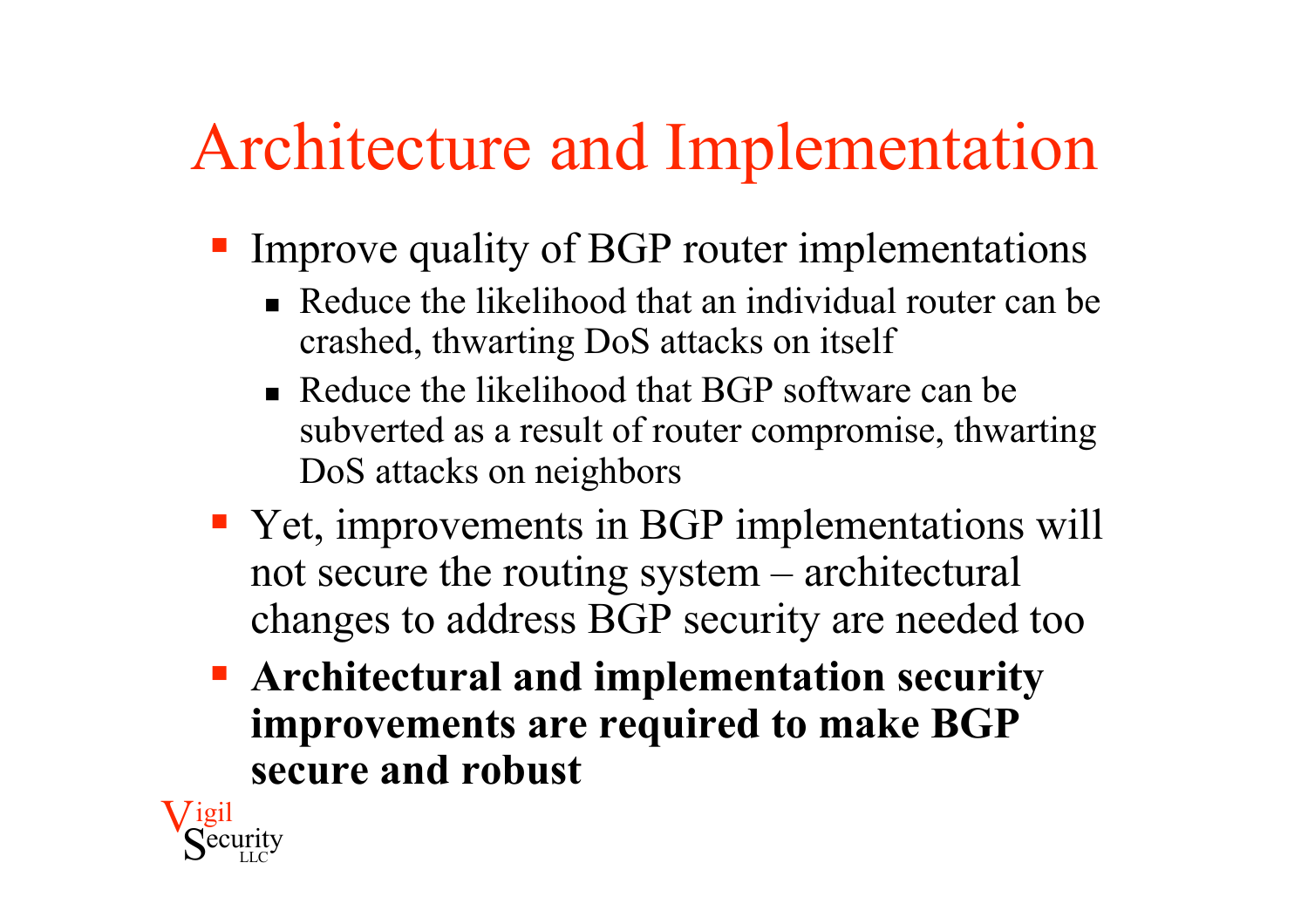# Architecture and Implementation

- Improve quality of BGP router implementations
  - Reduce the likelihood that an individual router can be crashed, thwarting DoS attacks on itself
  - Reduce the likelihood that BGP software can be subverted as a result of router compromise, thwarting DoS attacks on neighbors
- Yet, improvements in BGP implementations will not secure the routing system – architectural changes to address BGP security are needed too
- **Architectural and implementation security improvements are required to make BGP secure and robust**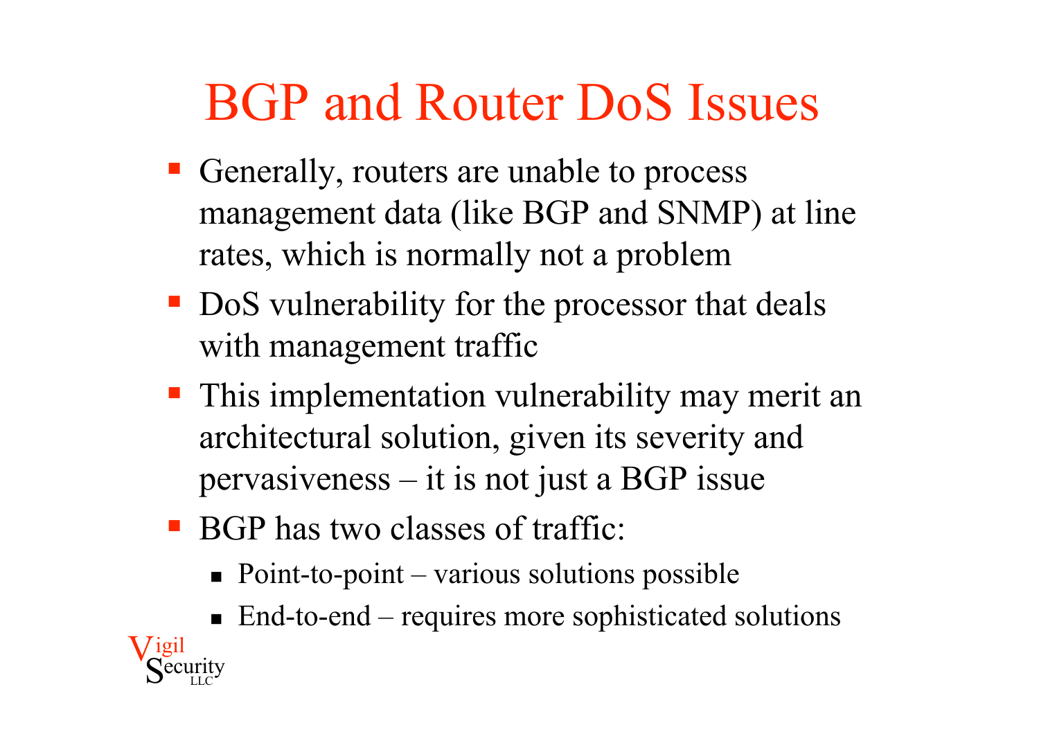# BGP and Router DoS Issues

- Generally, routers are unable to process management data (like BGP and SNMP) at line rates, which is normally not a problem
- DoS vulnerability for the processor that deals with management traffic
- This implementation vulnerability may merit an architectural solution, given its severity and pervasiveness – it is not just a BGP issue
- BGP has two classes of traffic:
  - Point-to-point – various solutions possible
  - End-to-end – requires more sophisticated solutions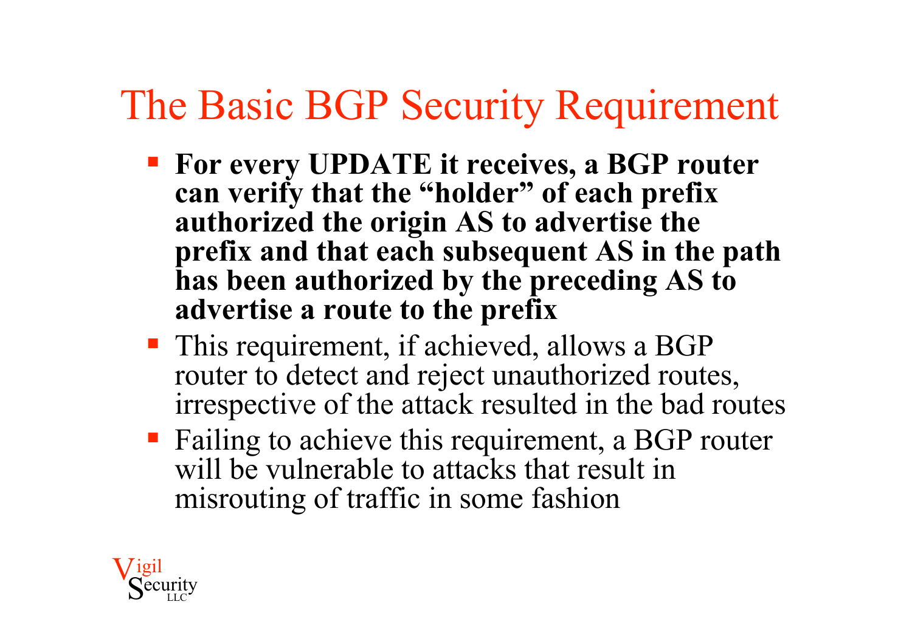# The Basic BGP Security Requirement

- **For every UPDATE it receives, a BGP router can verify that the "holder" of each prefix authorized the origin AS to advertise the prefix and that each subsequent AS in the path has been authorized by the preceding AS to advertise a route to the prefix**
- This requirement, if achieved, allows a BGP router to detect and reject unauthorized routes, irrespective of the attack resulted in the bad routes
- Failing to achieve this requirement, a BGP router will be vulnerable to attacks that result in misrouting of traffic in some fashion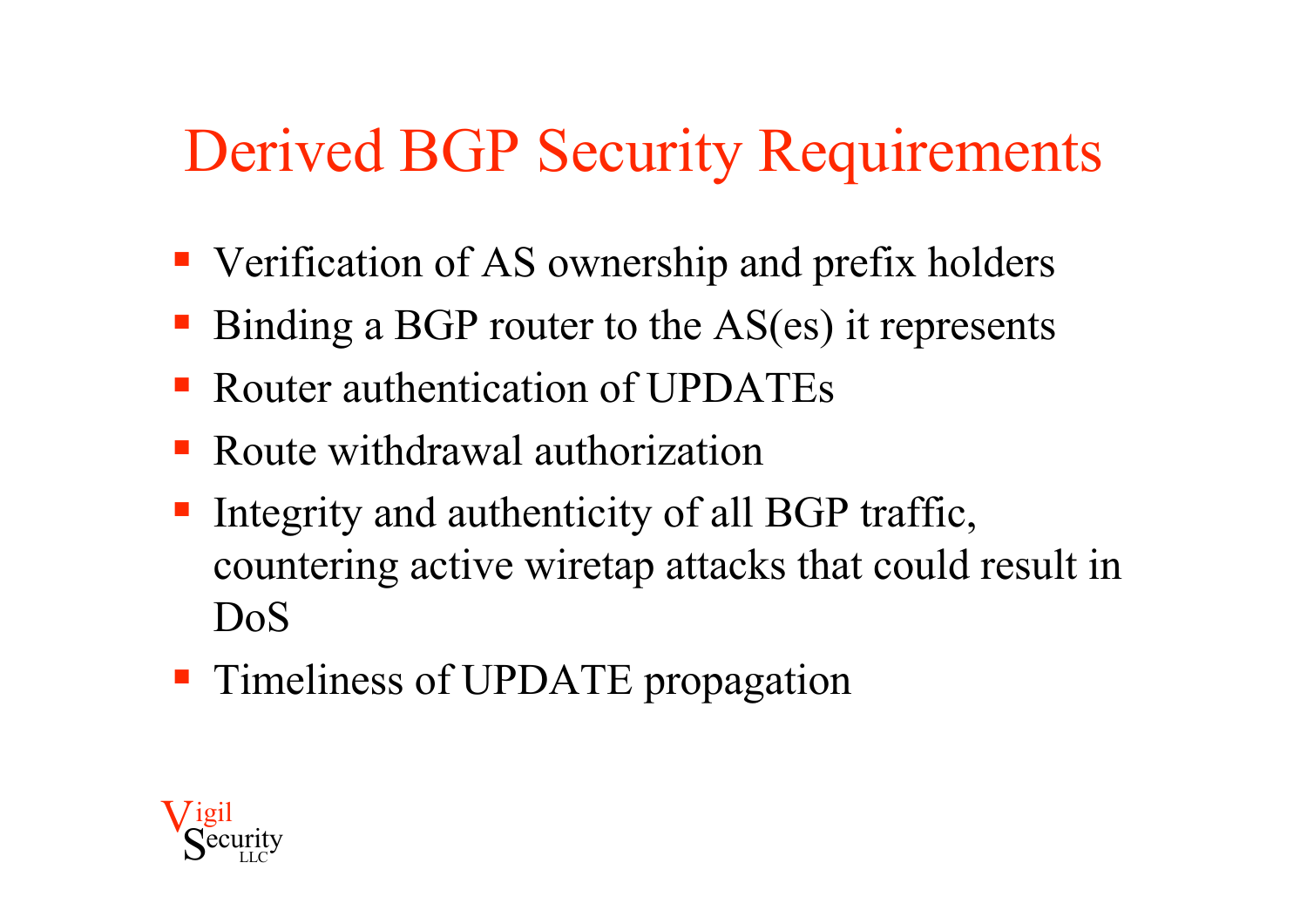# Derived BGP Security Requirements

- Verification of AS ownership and prefix holders
- Binding a BGP router to the AS(es) it represents
- Router authentication of UPDATEs
- Route withdrawal authorization
- Integrity and authenticity of all BGP traffic, countering active wiretap attacks that could result in DoS
- Timeliness of UPDATE propagation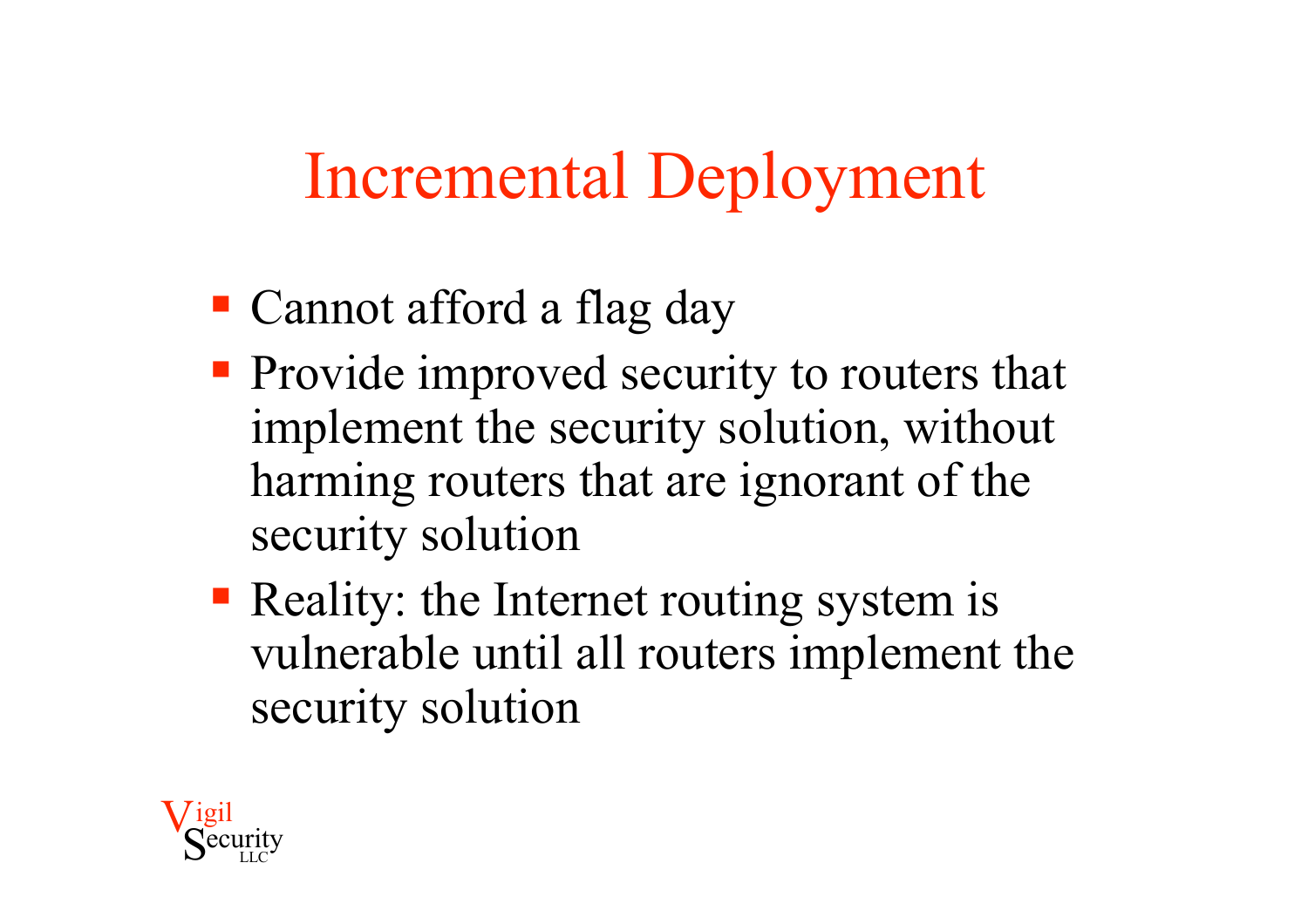# Incremental Deployment

- Cannot afford a flag day
- Provide improved security to routers that implement the security solution, without harming routers that are ignorant of the security solution
- Reality: the Internet routing system is vulnerable until all routers implement the security solution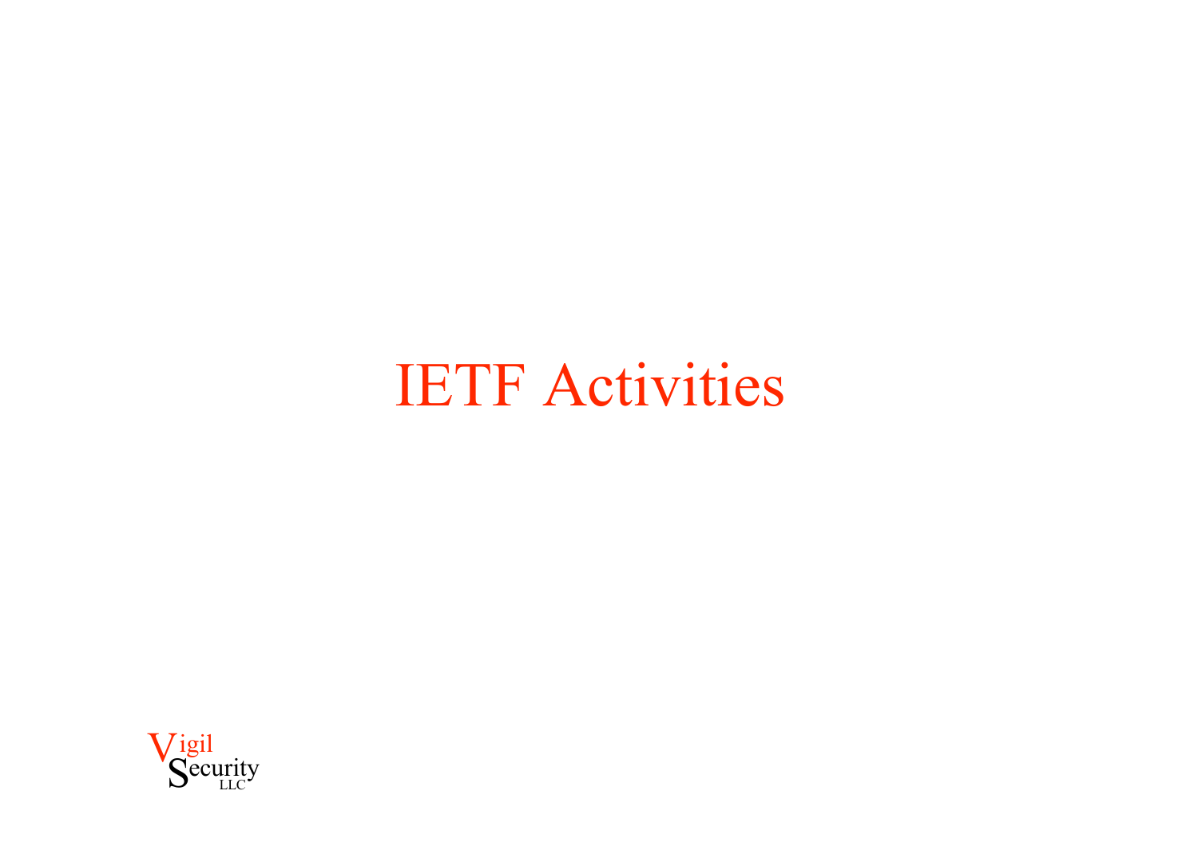# IETF Activities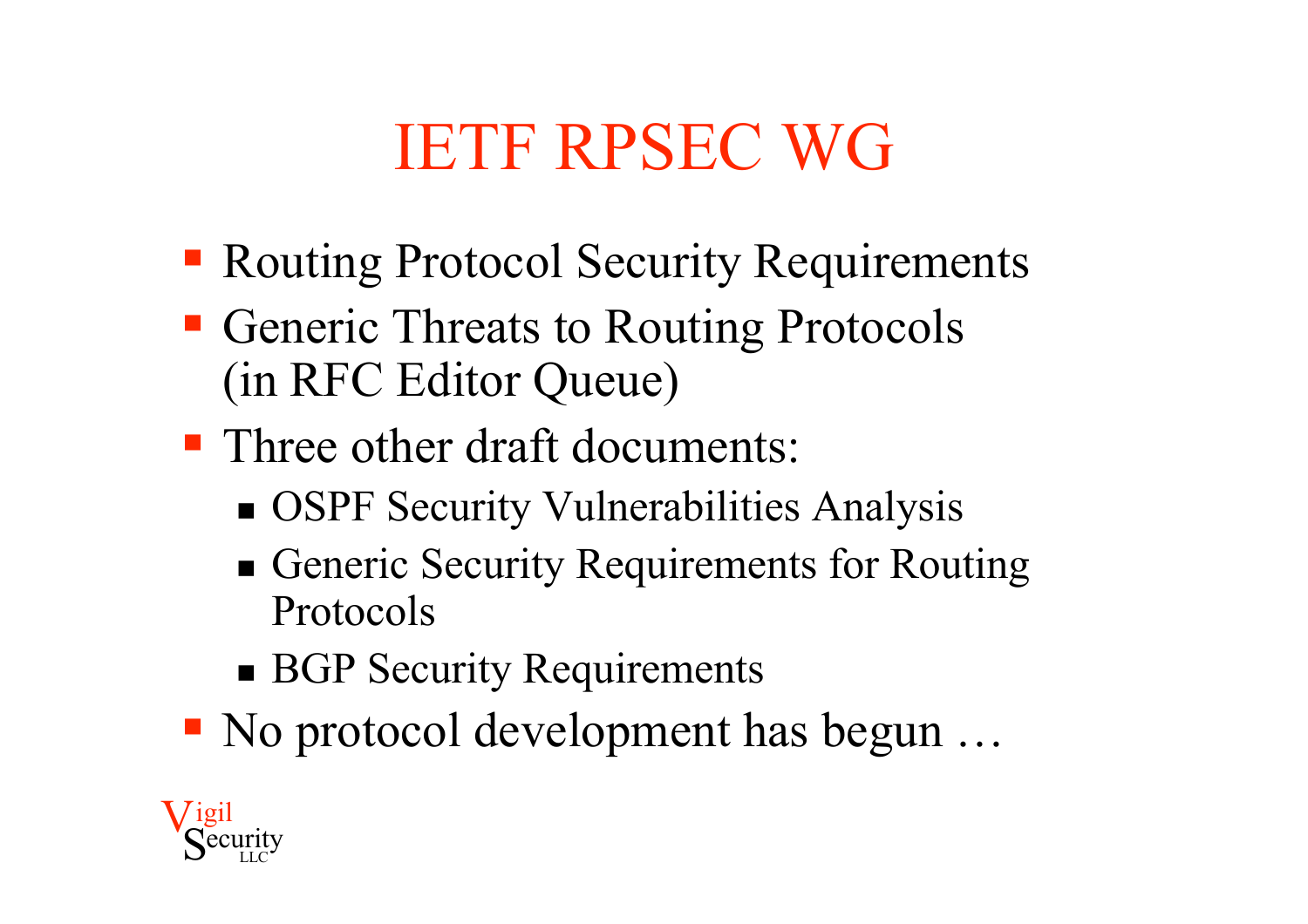# IETF RPSEC WG

- Routing Protocol Security Requirements
- Generic Threats to Routing Protocols (in RFC Editor Queue)
- Three other draft documents:
  - OSPF Security Vulnerabilities Analysis
  - Generic Security Requirements for Routing Protocols
  - BGP Security Requirements
- No protocol development has begun …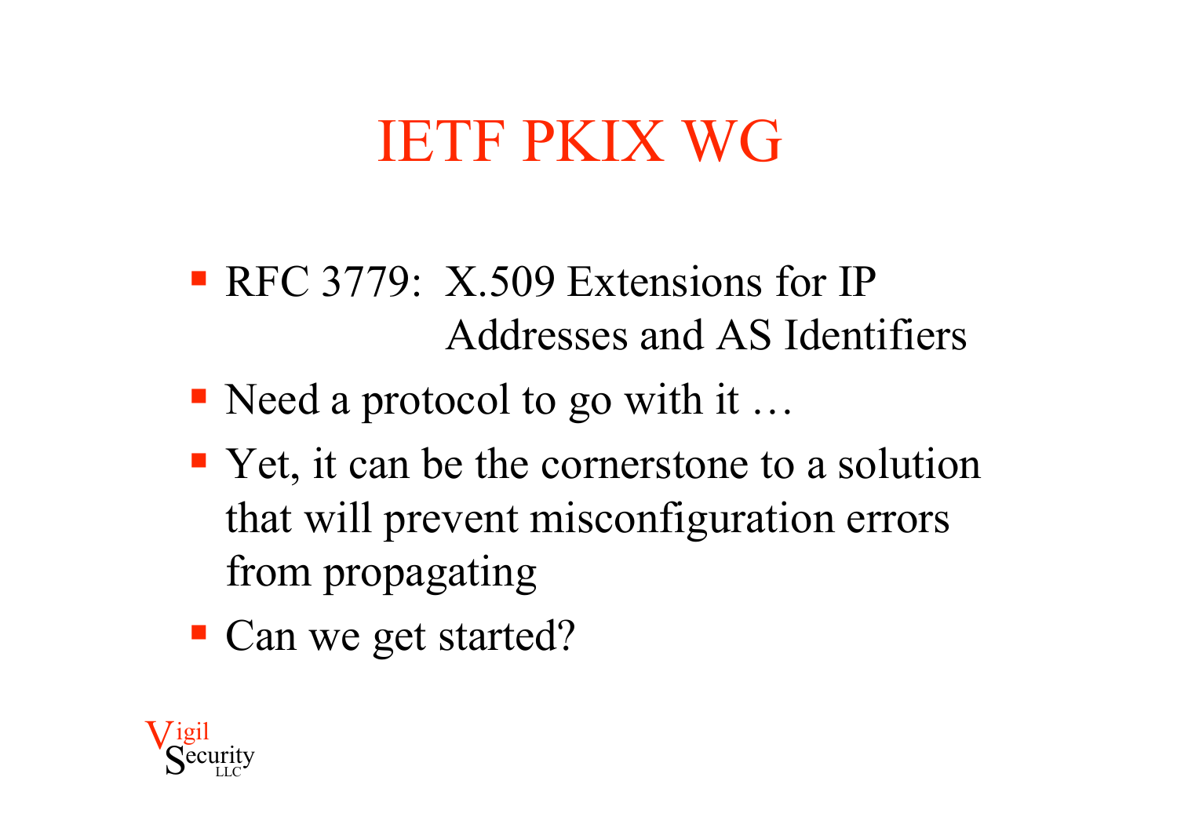# IETF PKIX WG

- RFC 3779: X.509 Extensions for IP Addresses and AS Identifiers
- Need a protocol to go with it …
- Yet, it can be the cornerstone to a solution that will prevent misconfiguration errors from propagating
- Can we get started?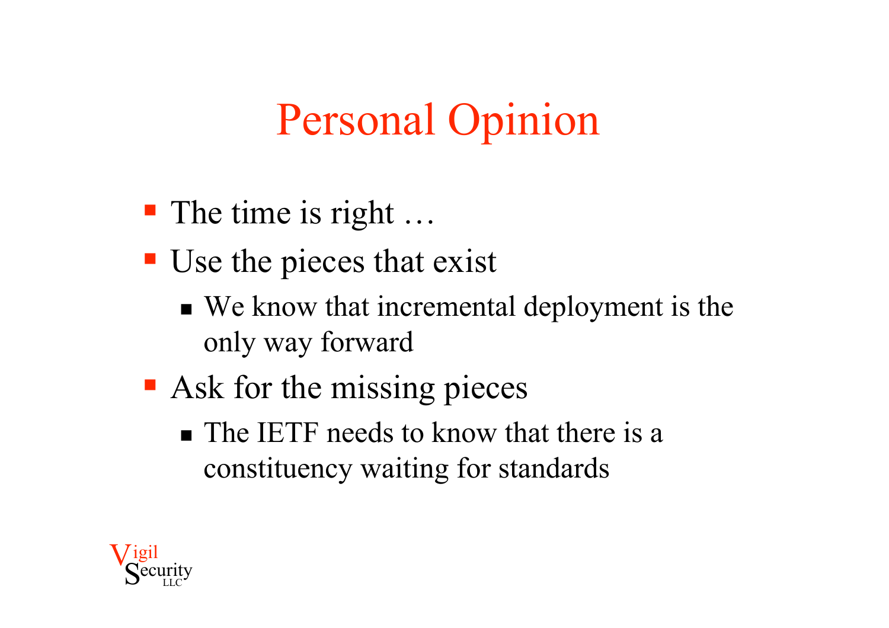# Personal Opinion

- The time is right …
- Use the pieces that exist
  - We know that incremental deployment is the only way forward
- Ask for the missing pieces
  - The IETF needs to know that there is a constituency waiting for standards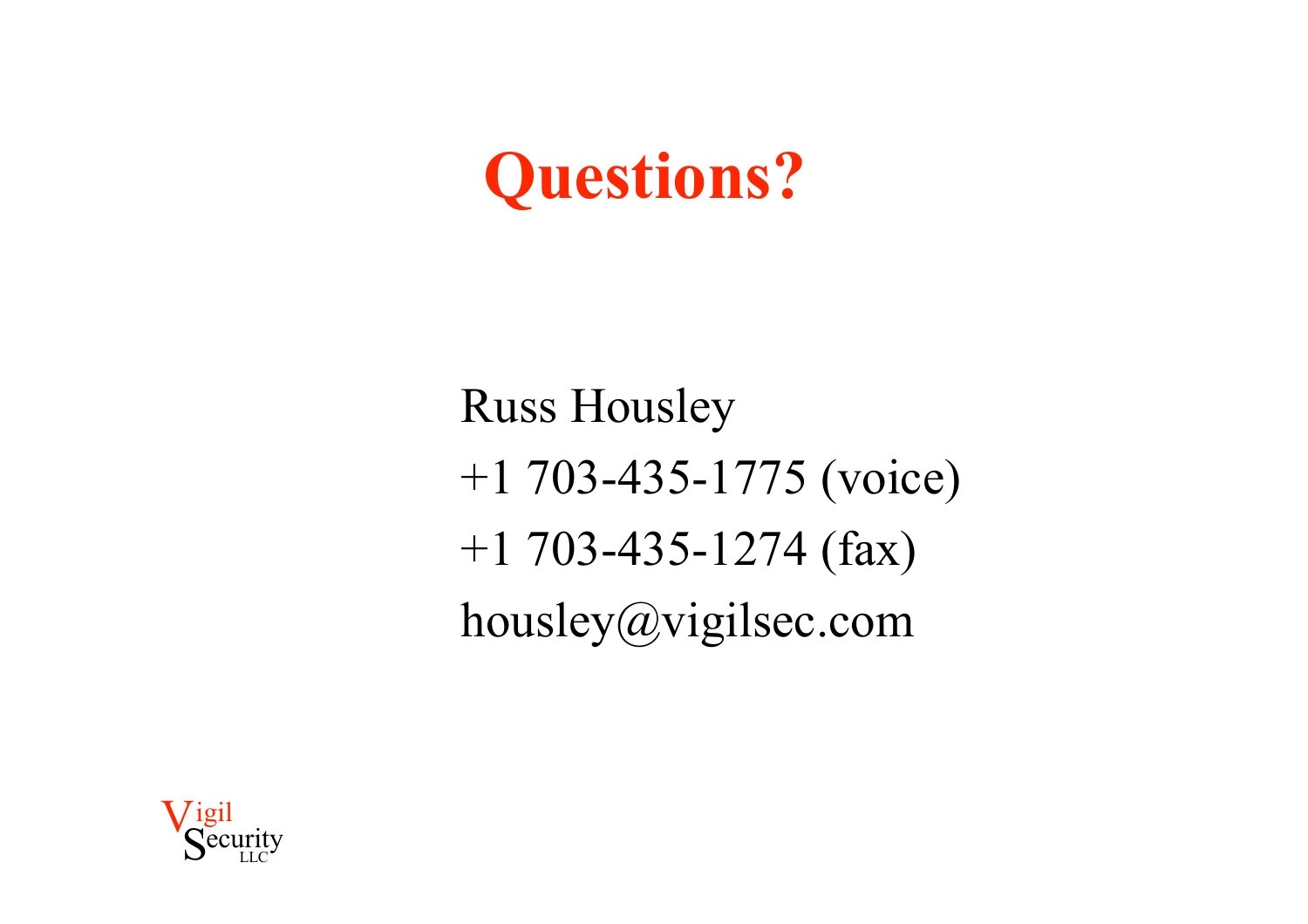# Questions?

Russ Housley

+1 703-435-1775 (voice)

+1 703-435-1274 (fax)

housley@vigilsec.com

Vigil Security LLC